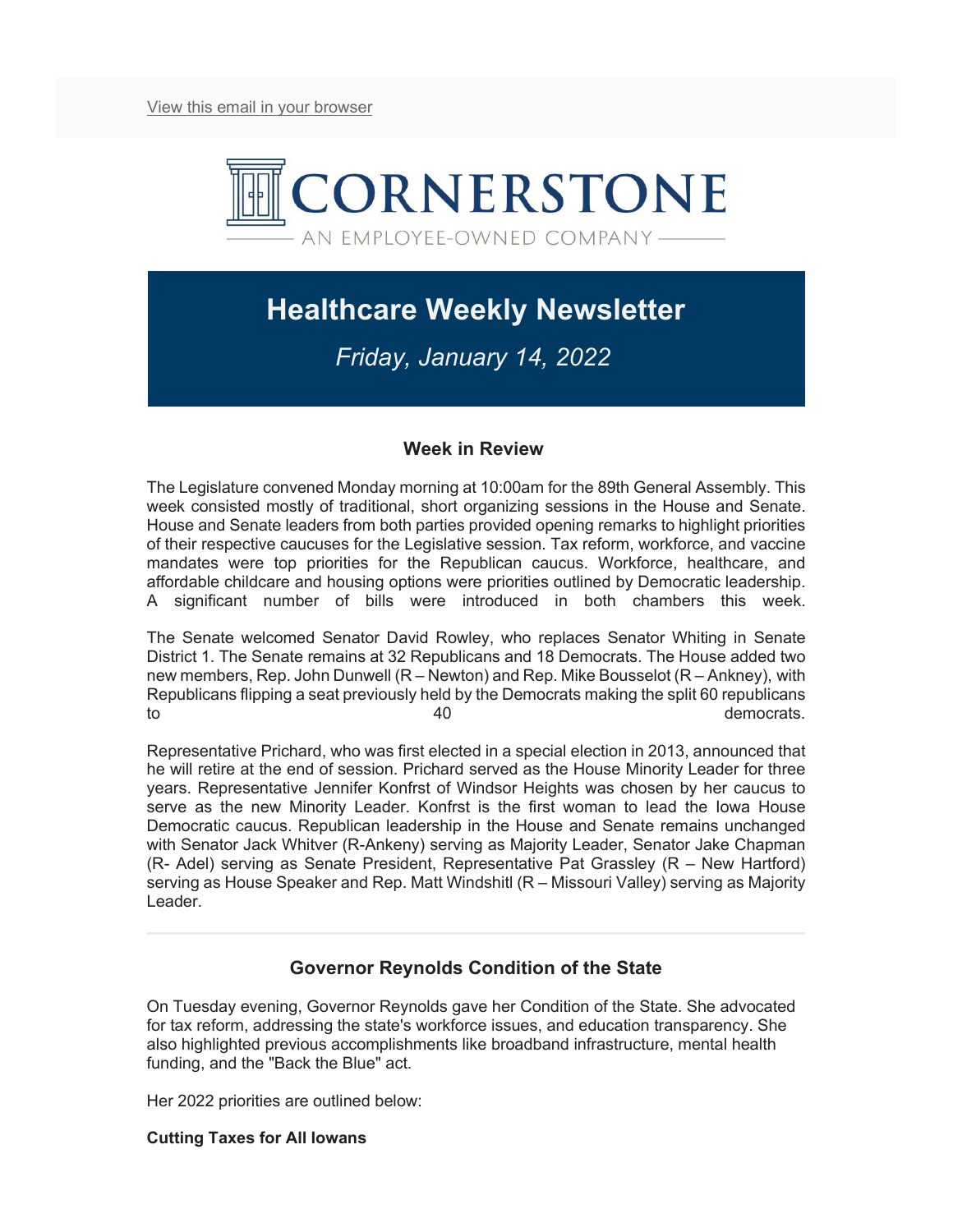View this email in your browser

CORNERSTONE

AN EMPLOYEE-OWNED COMPANY

# Healthcare Weekly Newsletter

*Friday, January 14, 2022*

## Week in Review

The Legislature convened Monday morning at 10:00am for the 89th General Assembly. This week consisted mostly of traditional, short organizing sessions in the House and Senate. House and Senate leaders from both parties provided opening remarks to highlight priorities of their respective caucuses for the Legislative session. Tax reform, workforce, and vaccine mandates were top priorities for the Republican caucus. Workforce, healthcare, and affordable childcare and housing options were priorities outlined by Democratic leadership. A significant number of bills were introduced in both chambers this week.

The Senate welcomed Senator David Rowley, who replaces Senator Whiting in Senate District 1. The Senate remains at 32 Republicans and 18 Democrats. The House added two new members, Rep. John Dunwell (R – Newton) and Rep. Mike Bousselot (R – Ankney), with Republicans flipping a seat previously held by the Democrats making the split 60 republicans to 40 democrats.

Representative Prichard, who was first elected in a special election in 2013, announced that he will retire at the end of session. Prichard served as the House Minority Leader for three years. Representative Jennifer Konfrst of Windsor Heights was chosen by her caucus to serve as the new Minority Leader. Konfrst is the first woman to lead the Iowa House Democratic caucus. Republican leadership in the House and Senate remains unchanged with Senator Jack Whitver (R-Ankeny) serving as Majority Leader, Senator Jake Chapman (R- Adel) serving as Senate President, Representative Pat Grassley (R – New Hartford) serving as House Speaker and Rep. Matt Windshitl (R – Missouri Valley) serving as Majority Leader.

---

## Governor Reynolds Condition of the State

On Tuesday evening, Governor Reynolds gave her Condition of the State. She advocated for tax reform, addressing the state's workforce issues, and education transparency. She also highlighted previous accomplishments like broadband infrastructure, mental health funding, and the "Back the Blue" act.

Her 2022 priorities are outlined below:

**Cutting Taxes for All Iowans**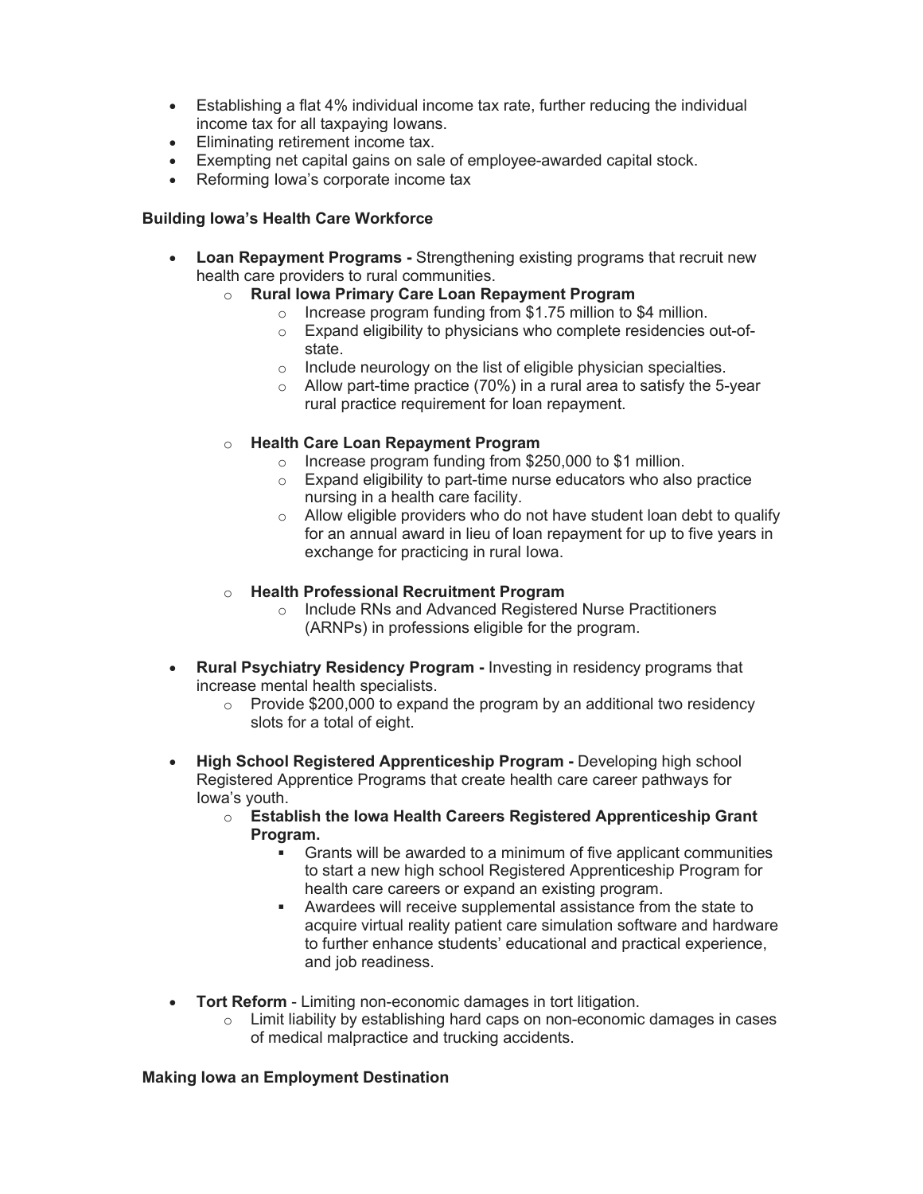- Establishing a flat 4% individual income tax rate, further reducing the individual income tax for all taxpaying Iowans.
- Eliminating retirement income tax.
- Exempting net capital gains on sale of employee-awarded capital stock.
- Reforming Iowa's corporate income tax

**Building Iowa's Health Care Workforce**

- **Loan Repayment Programs -** Strengthening existing programs that recruit new health care providers to rural communities.
  - **Rural Iowa Primary Care Loan Repayment Program**
    - Increase program funding from $1.75 million to $4 million.
    - Expand eligibility to physicians who complete residencies out-of-state.
    - Include neurology on the list of eligible physician specialties.
    - Allow part-time practice (70%) in a rural area to satisfy the 5-year rural practice requirement for loan repayment.
  - **Health Care Loan Repayment Program**
    - Increase program funding from $250,000 to $1 million.
    - Expand eligibility to part-time nurse educators who also practice nursing in a health care facility.
    - Allow eligible providers who do not have student loan debt to qualify for an annual award in lieu of loan repayment for up to five years in exchange for practicing in rural Iowa.
  - **Health Professional Recruitment Program**
    - Include RNs and Advanced Registered Nurse Practitioners (ARNPs) in professions eligible for the program.
- **Rural Psychiatry Residency Program -** Investing in residency programs that increase mental health specialists.
  - Provide $200,000 to expand the program by an additional two residency slots for a total of eight.
- **High School Registered Apprenticeship Program -** Developing high school Registered Apprentice Programs that create health care career pathways for Iowa's youth.
  - **Establish the Iowa Health Careers Registered Apprenticeship Grant Program.**
    - Grants will be awarded to a minimum of five applicant communities to start a new high school Registered Apprenticeship Program for health care careers or expand an existing program.
    - Awardees will receive supplemental assistance from the state to acquire virtual reality patient care simulation software and hardware to further enhance students' educational and practical experience, and job readiness.
- **Tort Reform** - Limiting non-economic damages in tort litigation.
  - Limit liability by establishing hard caps on non-economic damages in cases of medical malpractice and trucking accidents.

**Making Iowa an Employment Destination**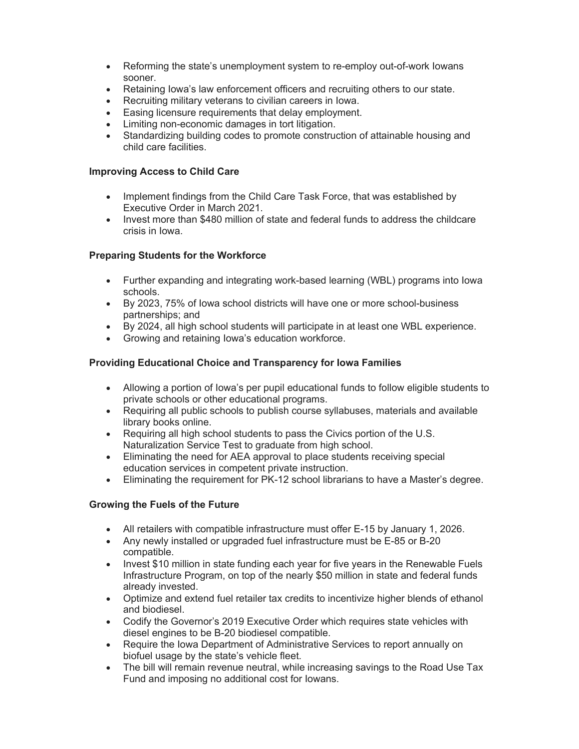- Reforming the state's unemployment system to re-employ out-of-work Iowans sooner.
- Retaining Iowa's law enforcement officers and recruiting others to our state.
- Recruiting military veterans to civilian careers in Iowa.
- Easing licensure requirements that delay employment.
- Limiting non-economic damages in tort litigation.
- Standardizing building codes to promote construction of attainable housing and child care facilities.

**Improving Access to Child Care**

- Implement findings from the Child Care Task Force, that was established by Executive Order in March 2021.
- Invest more than $480 million of state and federal funds to address the childcare crisis in Iowa.

**Preparing Students for the Workforce**

- Further expanding and integrating work-based learning (WBL) programs into Iowa schools.
- By 2023, 75% of Iowa school districts will have one or more school-business partnerships; and
- By 2024, all high school students will participate in at least one WBL experience.
- Growing and retaining Iowa's education workforce.

**Providing Educational Choice and Transparency for Iowa Families**

- Allowing a portion of Iowa's per pupil educational funds to follow eligible students to private schools or other educational programs.
- Requiring all public schools to publish course syllabuses, materials and available library books online.
- Requiring all high school students to pass the Civics portion of the U.S. Naturalization Service Test to graduate from high school.
- Eliminating the need for AEA approval to place students receiving special education services in competent private instruction.
- Eliminating the requirement for PK-12 school librarians to have a Master's degree.

**Growing the Fuels of the Future**

- All retailers with compatible infrastructure must offer E-15 by January 1, 2026.
- Any newly installed or upgraded fuel infrastructure must be E-85 or B-20 compatible.
- Invest $10 million in state funding each year for five years in the Renewable Fuels Infrastructure Program, on top of the nearly $50 million in state and federal funds already invested.
- Optimize and extend fuel retailer tax credits to incentivize higher blends of ethanol and biodiesel.
- Codify the Governor's 2019 Executive Order which requires state vehicles with diesel engines to be B-20 biodiesel compatible.
- Require the Iowa Department of Administrative Services to report annually on biofuel usage by the state's vehicle fleet.
- The bill will remain revenue neutral, while increasing savings to the Road Use Tax Fund and imposing no additional cost for Iowans.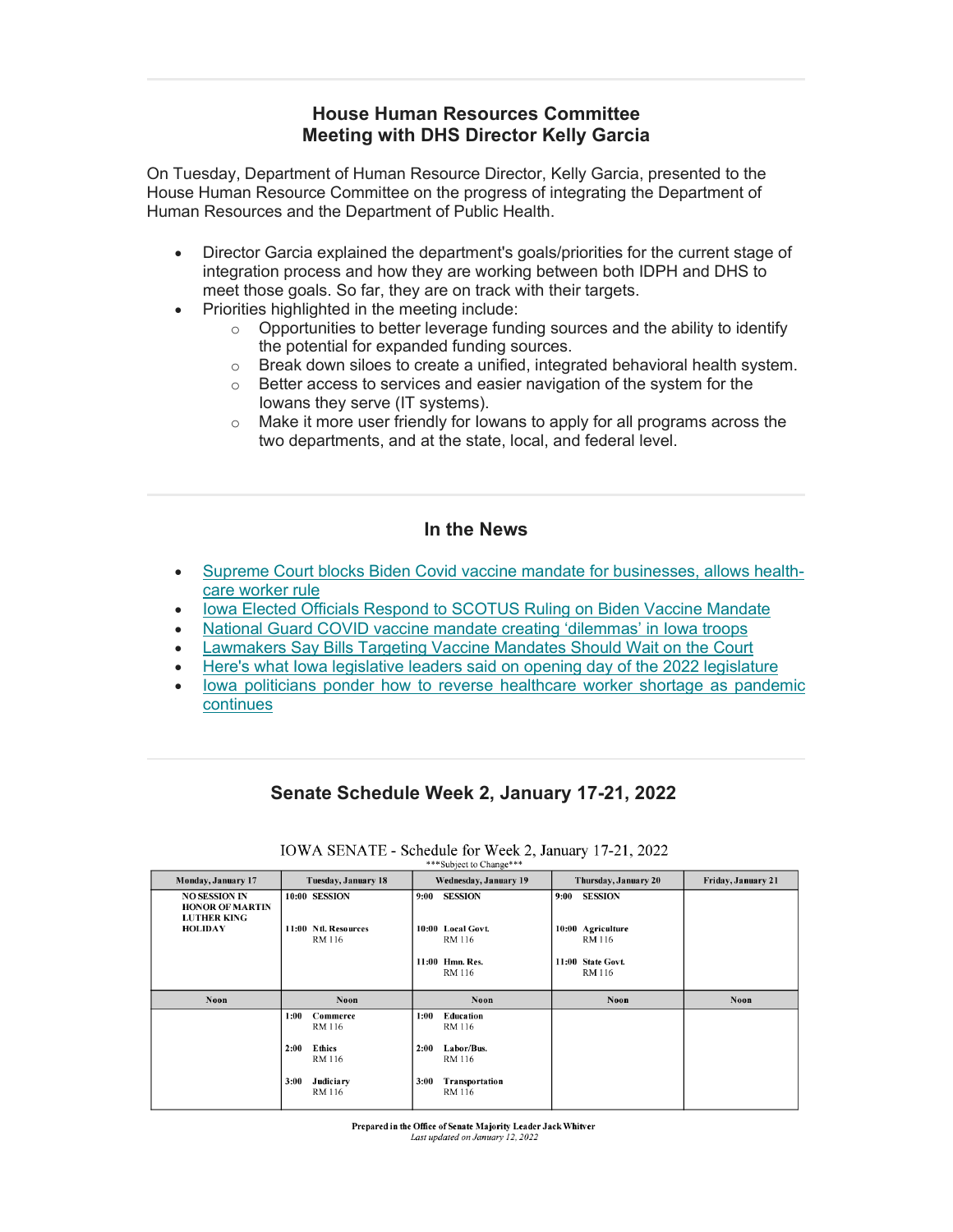## House Human Resources Committee
## Meeting with DHS Director Kelly Garcia

On Tuesday, Department of Human Resource Director, Kelly Garcia, presented to the House Human Resource Committee on the progress of integrating the Department of Human Resources and the Department of Public Health.

- Director Garcia explained the department's goals/priorities for the current stage of integration process and how they are working between both IDPH and DHS to meet those goals. So far, they are on track with their targets.
- Priorities highlighted in the meeting include:
  - Opportunities to better leverage funding sources and the ability to identify the potential for expanded funding sources.
  - Break down siloes to create a unified, integrated behavioral health system.
  - Better access to services and easier navigation of the system for the Iowans they serve (IT systems).
  - Make it more user friendly for Iowans to apply for all programs across the two departments, and at the state, local, and federal level.

## In the News

- Supreme Court blocks Biden Covid vaccine mandate for businesses, allows health-care worker rule
- Iowa Elected Officials Respond to SCOTUS Ruling on Biden Vaccine Mandate
- National Guard COVID vaccine mandate creating 'dilemmas' in Iowa troops
- Lawmakers Say Bills Targeting Vaccine Mandates Should Wait on the Court
- Here's what Iowa legislative leaders said on opening day of the 2022 legislature
- Iowa politicians ponder how to reverse healthcare worker shortage as pandemic continues

## Senate Schedule Week 2, January 17-21, 2022

IOWA SENATE - Schedule for Week 2, January 17-21, 2022

\*\*\*Subject to Change\*\*\*

| Monday, January 17 | Tuesday, January 18 | Wednesday, January 19 | Thursday, January 20 | Friday, January 21 |
|---|---|---|---|---|
| NO SESSION IN HONOR OF MARTIN LUTHER KING HOLIDAY | 10:00 SESSION<br><br>11:00 Ntl. Resources RM 116 | 9:00 SESSION<br><br>10:00 Local Govt. RM 116<br><br>11:00 Hmn. Res. RM 116 | 9:00 SESSION<br><br>10:00 Agriculture RM 116<br><br>11:00 State Govt. RM 116 | |
| Noon | Noon | Noon | Noon | Noon |
| | 1:00 Commerce RM 116<br><br>2:00 Ethics RM 116<br><br>3:00 Judiciary RM 116 | 1:00 Education RM 116<br><br>2:00 Labor/Bus. RM 116<br><br>3:00 Transportation RM 116 | | |

**Prepared in the Office of Senate Majority Leader Jack Whitver**

*Last updated on January 12, 2022*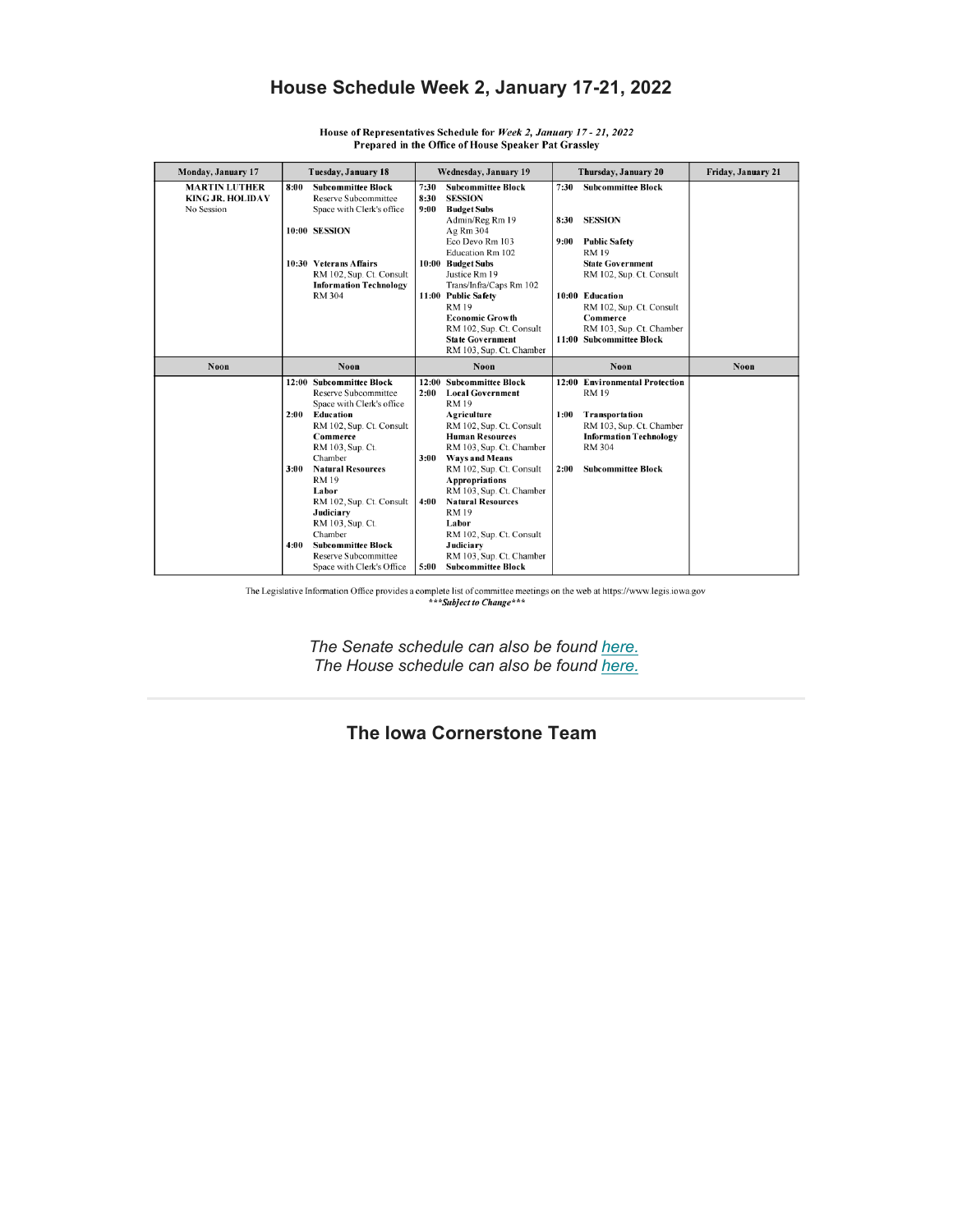## House Schedule Week 2, January 17-21, 2022

**House of Representatives Schedule for *Week 2, January 17 - 21, 2022***
**Prepared in the Office of House Speaker Pat Grassley**

| Monday, January 17 | Tuesday, January 18 | Wednesday, January 19 | Thursday, January 20 | Friday, January 21 |
|---|---|---|---|---|
| **MARTIN LUTHER KING JR. HOLIDAY** No Session | **8:00 Subcommittee Block** Reserve Subcommittee Space with Clerk's office<br><br>**10:00 SESSION**<br><br>**10:30 Veterans Affairs** RM 102, Sup. Ct. Consult<br>**Information Technology** RM 304 | **7:30 Subcommittee Block**<br>**8:30 SESSION**<br>**9:00 Budget Subs** Admin/Reg Rm 19; Ag Rm 304; Eco Devo Rm 103; Education Rm 102<br>**10:00 Budget Subs** Justice Rm 19; Trans/Infra/Caps Rm 102<br>**11:00 Public Safety** RM 19<br>**Economic Growth** RM 102, Sup. Ct. Consult<br>**State Government** RM 103, Sup. Ct. Chamber | **7:30 Subcommittee Block**<br><br>**8:30 SESSION**<br><br>**9:00 Public Safety** RM 19<br>**State Government** RM 102, Sup. Ct. Consult<br><br>**10:00 Education** RM 102, Sup. Ct. Consult<br>**Commerce** RM 103, Sup. Ct. Chamber<br>**11:00 Subcommittee Block** | |
| **Noon** | **Noon** | **Noon** | **Noon** | **Noon** |
| | **12:00 Subcommittee Block** Reserve Subcommittee Space with Clerk's office<br>**2:00 Education** RM 102, Sup. Ct. Consult<br>**Commerce** RM 103, Sup. Ct. Chamber<br>**3:00 Natural Resources** RM 19<br>**Labor** RM 102, Sup. Ct. Consult<br>**Judiciary** RM 103, Sup. Ct. Chamber<br>**4:00 Subcommittee Block** Reserve Subcommittee Space with Clerk's Office | **12:00 Subcommittee Block**<br>**2:00 Local Government** RM 19<br>**Agriculture** RM 102, Sup. Ct. Consult<br>**Human Resources** RM 103, Sup. Ct. Chamber<br>**3:00 Ways and Means** RM 102, Sup. Ct. Consult<br>**Appropriations** RM 103, Sup. Ct. Chamber<br>**4:00 Natural Resources** RM 19<br>**Labor** RM 102, Sup. Ct. Consult<br>**Judiciary** RM 103, Sup. Ct. Chamber<br>**5:00 Subcommittee Block** | **12:00 Environmental Protection** RM 19<br><br>**1:00 Transportation** RM 103, Sup. Ct. Chamber<br>**Information Technology** RM 304<br><br>**2:00 Subcommittee Block** | |

The Legislative Information Office provides a complete list of committee meetings on the web at https://www.legis.iowa.gov
***\*\*\*Subject to Change\*\*\****

*The Senate schedule can also be found here.*
*The House schedule can also be found here.*

---

## The Iowa Cornerstone Team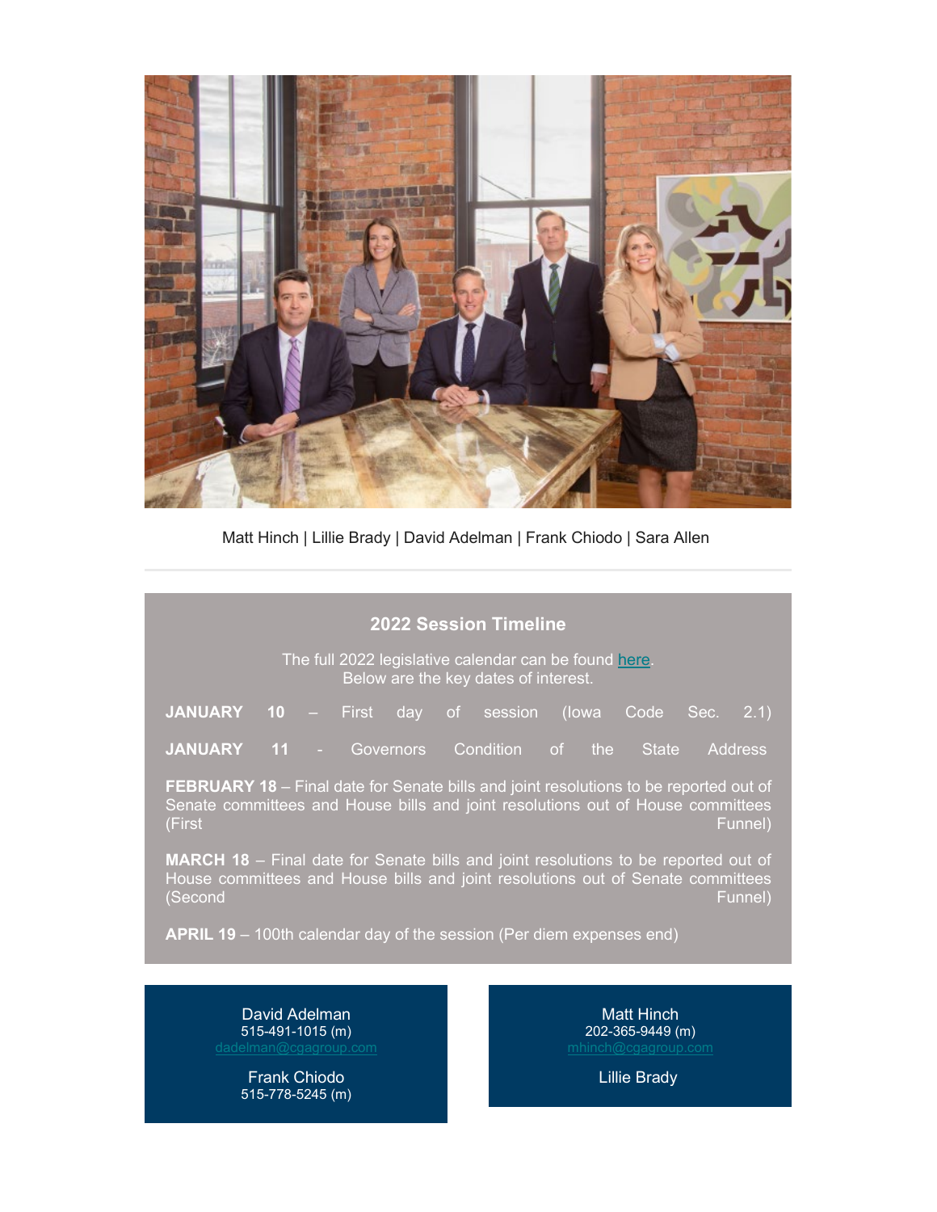Matt Hinch | Lillie Brady | David Adelman | Frank Chiodo | Sara Allen

---

## 2022 Session Timeline

The full 2022 legislative calendar can be found here.
Below are the key dates of interest.

**JANUARY 10** – First day of session (Iowa Code Sec. 2.1)

**JANUARY 11** - Governors Condition of the State Address

**FEBRUARY 18** – Final date for Senate bills and joint resolutions to be reported out of Senate committees and House bills and joint resolutions out of House committees (First Funnel)

**MARCH 18** – Final date for Senate bills and joint resolutions to be reported out of House committees and House bills and joint resolutions out of Senate committees (Second Funnel)

**APRIL 19** – 100th calendar day of the session (Per diem expenses end)

David Adelman
515-491-1015 (m)
dadelman@cgagroup.com

Frank Chiodo
515-778-5245 (m)

Matt Hinch
202-365-9449 (m)
mhinch@cgagroup.com

Lillie Brady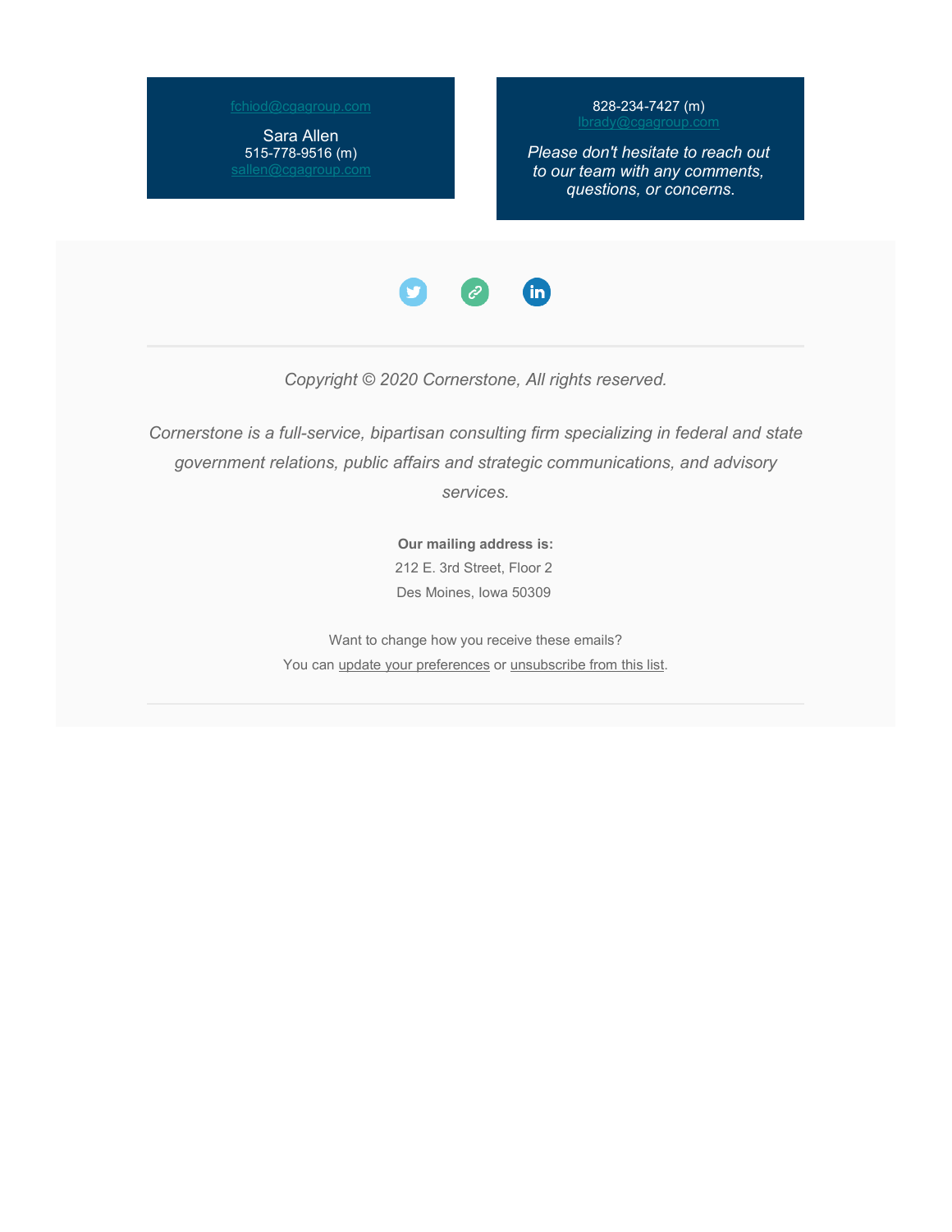fchiod@cgagroup.com

Sara Allen
515-778-9516 (m)
sallen@cgagroup.com

828-234-7427 (m)
lbrady@cgagroup.com

*Please don't hesitate to reach out to our team with any comments, questions, or concerns.*

---

*Copyright © 2020 Cornerstone, All rights reserved.*

*Cornerstone is a full-service, bipartisan consulting firm specializing in federal and state government relations, public affairs and strategic communications, and advisory services.*

**Our mailing address is:**
212 E. 3rd Street, Floor 2
Des Moines, Iowa 50309

Want to change how you receive these emails?
You can update your preferences or unsubscribe from this list.